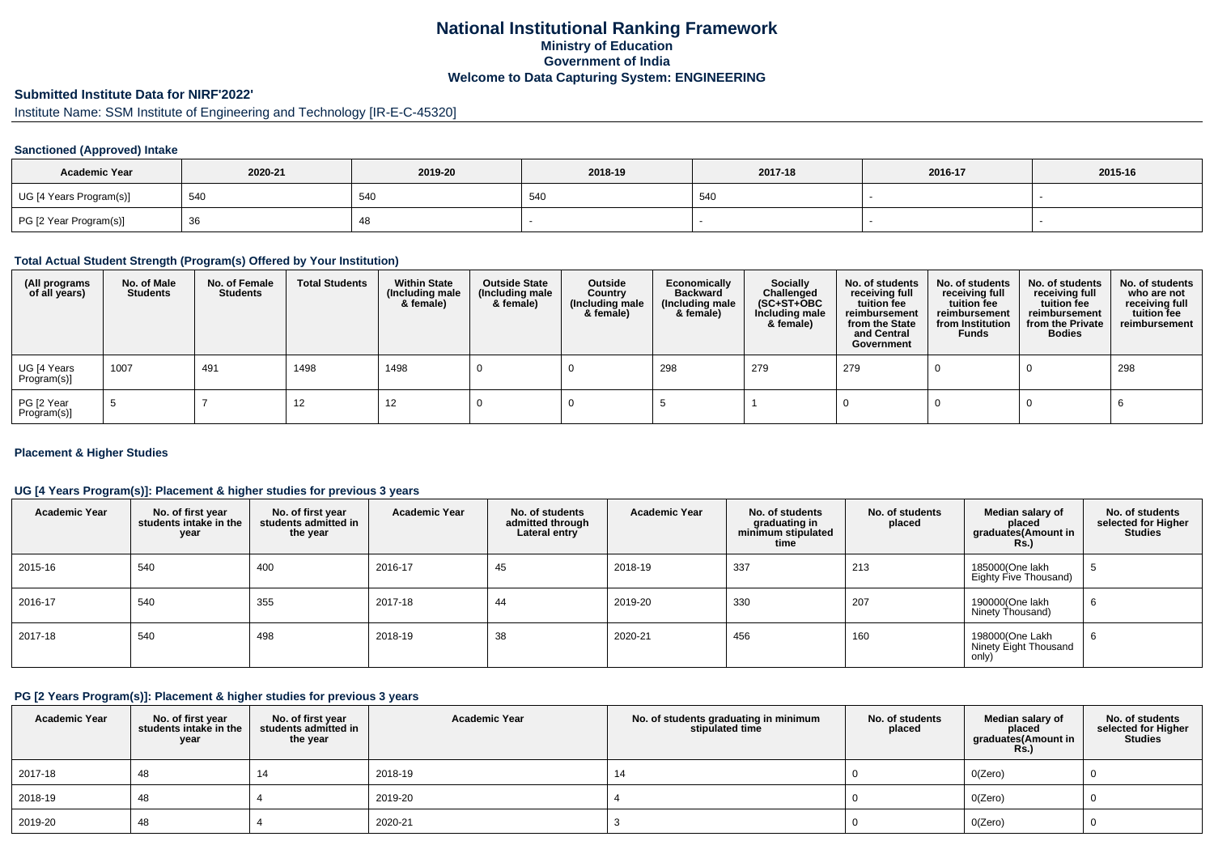# National Institutional Ranking Framework

## Ministry of Education

## Government of India

## Welcome to Data Capturing System: ENGINEERING

### Submitted Institute Data for NIRF'2022'

Institute Name: SSM Institute of Engineering and Technology [IR-E-C-45320]

#### Sanctioned (Approved) Intake

| Academic Year | 2020-21 | 2019-20 | 2018-19 | 2017-18 | 2016-17 | 2015-16 |
|---|---|---|---|---|---|---|
| UG [4 Years Program(s)] | 540 | 540 | 540 | 540 | - | - |
| PG [2 Year Program(s)] | 36 | 48 | - | - | - | - |

#### Total Actual Student Strength (Program(s) Offered by Your Institution)

| (All programs of all years) | No. of Male Students | No. of Female Students | Total Students | Within State (Including male & female) | Outside State (Including male & female) | Outside Country (Including male & female) | Economically Backward (Including male & female) | Socially Challenged (SC+ST+OBC Including male & female) | No. of students receiving full tuition fee reimbursement from the State and Central Government | No. of students receiving full tuition fee reimbursement from Institution Funds | No. of students receiving full tuition fee reimbursement from the Private Bodies | No. of students who are not receiving full tuition fee reimbursement |
|---|---|---|---|---|---|---|---|---|---|---|---|---|
| UG [4 Years Program(s)] | 1007 | 491 | 1498 | 1498 | 0 | 0 | 298 | 279 | 279 | 0 | 0 | 298 |
| PG [2 Year Program(s)] | 5 | 7 | 12 | 12 | 0 | 0 | 5 | 1 | 0 | 0 | 0 | 6 |

#### Placement & Higher Studies

#### UG [4 Years Program(s)]: Placement & higher studies for previous 3 years

| Academic Year | No. of first year students intake in the year | No. of first year students admitted in the year | Academic Year | No. of students admitted through Lateral entry | Academic Year | No. of students graduating in minimum stipulated time | No. of students placed | Median salary of placed graduates(Amount in Rs.) | No. of students selected for Higher Studies |
|---|---|---|---|---|---|---|---|---|---|
| 2015-16 | 540 | 400 | 2016-17 | 45 | 2018-19 | 337 | 213 | 185000(One lakh Eighty Five Thousand) | 5 |
| 2016-17 | 540 | 355 | 2017-18 | 44 | 2019-20 | 330 | 207 | 190000(One lakh Ninety Thousand) | 6 |
| 2017-18 | 540 | 498 | 2018-19 | 38 | 2020-21 | 456 | 160 | 198000(One Lakh Ninety Eight Thousand only) | 6 |

#### PG [2 Years Program(s)]: Placement & higher studies for previous 3 years

| Academic Year | No. of first year students intake in the year | No. of first year students admitted in the year | Academic Year | No. of students graduating in minimum stipulated time | No. of students placed | Median salary of placed graduates(Amount in Rs.) | No. of students selected for Higher Studies |
|---|---|---|---|---|---|---|---|
| 2017-18 | 48 | 14 | 2018-19 | 14 | 0 | 0(Zero) | 0 |
| 2018-19 | 48 | 4 | 2019-20 | 4 | 0 | 0(Zero) | 0 |
| 2019-20 | 48 | 4 | 2020-21 | 3 | 0 | 0(Zero) | 0 |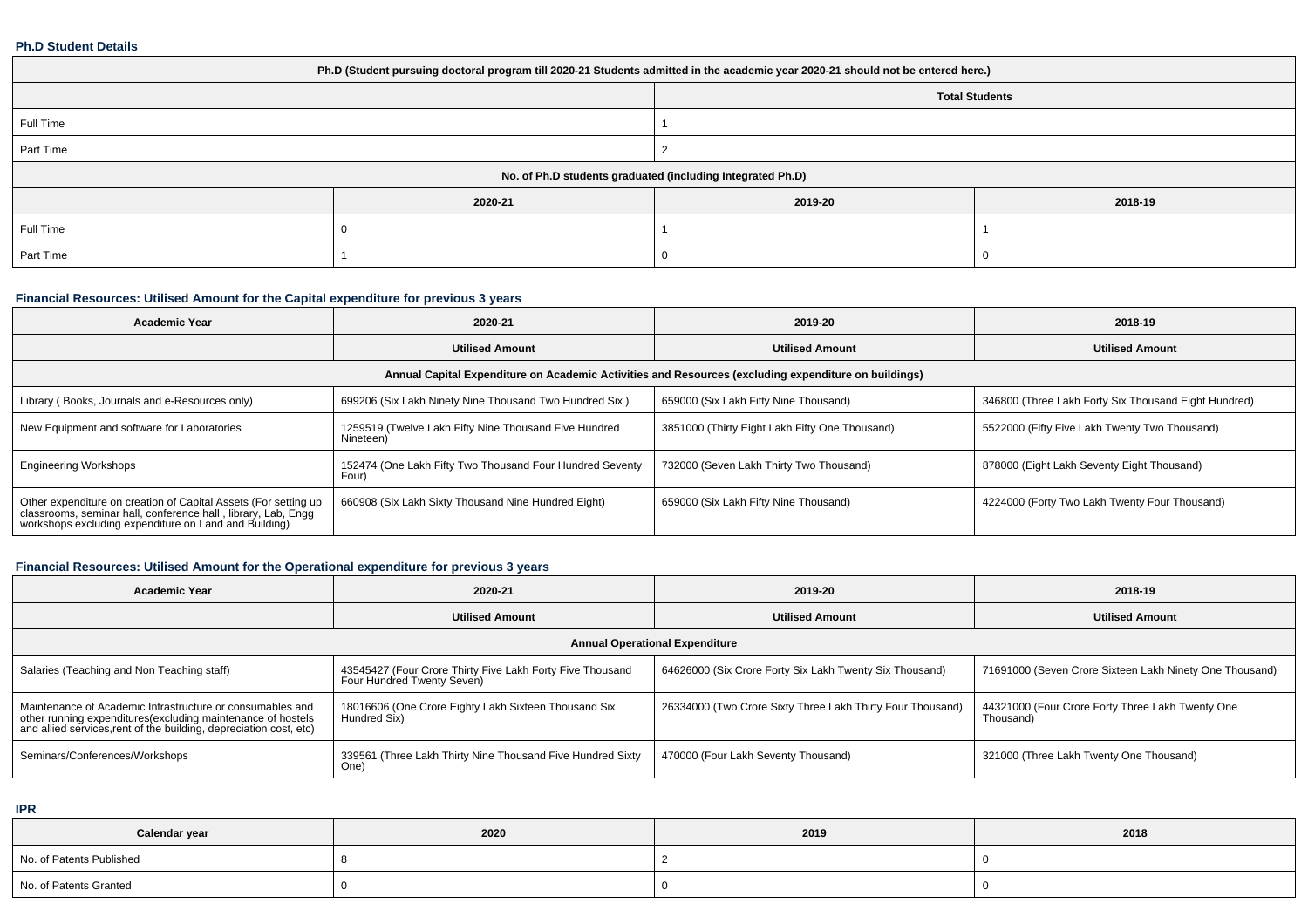### Ph.D Student Details

| Ph.D (Student pursuing doctoral program till 2020-21 Students admitted in the academic year 2020-21 should not be entered here.) | | | |
|---|---|---|---|
| | | Total Students | |
| Full Time | | 1 | |
| Part Time | | 2 | |
| No. of Ph.D students graduated (including Integrated Ph.D) | | | |
| | 2020-21 | 2019-20 | 2018-19 |
| Full Time | 0 | 1 | 1 |
| Part Time | 1 | 0 | 0 |

### Financial Resources: Utilised Amount for the Capital expenditure for previous 3 years

| Academic Year | 2020-21 | 2019-20 | 2018-19 |
|---|---|---|---|
| | Utilised Amount | Utilised Amount | Utilised Amount |
| Annual Capital Expenditure on Academic Activities and Resources (excluding expenditure on buildings) | | | |
| Library ( Books, Journals and e-Resources only) | 699206 (Six Lakh Ninety Nine Thousand Two Hundred Six ) | 659000 (Six Lakh Fifty Nine Thousand) | 346800 (Three Lakh Forty Six Thousand Eight Hundred) |
| New Equipment and software for Laboratories | 1259519 (Twelve Lakh Fifty Nine Thousand Five Hundred Nineteen) | 3851000 (Thirty Eight Lakh Fifty One Thousand) | 5522000 (Fifty Five Lakh Twenty Two Thousand) |
| Engineering Workshops | 152474 (One Lakh Fifty Two Thousand Four Hundred Seventy Four) | 732000 (Seven Lakh Thirty Two Thousand) | 878000 (Eight Lakh Seventy Eight Thousand) |
| Other expenditure on creation of Capital Assets (For setting up classrooms, seminar hall, conference hall , library, Lab, Engg workshops excluding expenditure on Land and Building) | 660908 (Six Lakh Sixty Thousand Nine Hundred Eight) | 659000 (Six Lakh Fifty Nine Thousand) | 4224000 (Forty Two Lakh Twenty Four Thousand) |

### Financial Resources: Utilised Amount for the Operational expenditure for previous 3 years

| Academic Year | 2020-21 | 2019-20 | 2018-19 |
|---|---|---|---|
| | Utilised Amount | Utilised Amount | Utilised Amount |
| Annual Operational Expenditure | | | |
| Salaries (Teaching and Non Teaching staff) | 43545427 (Four Crore Thirty Five Lakh Forty Five Thousand Four Hundred Twenty Seven) | 64626000 (Six Crore Forty Six Lakh Twenty Six Thousand) | 71691000 (Seven Crore Sixteen Lakh Ninety One Thousand) |
| Maintenance of Academic Infrastructure or consumables and other running expenditures(excluding maintenance of hostels and allied services,rent of the building, depreciation cost, etc) | 18016606 (One Crore Eighty Lakh Sixteen Thousand Six Hundred Six) | 26334000 (Two Crore Sixty Three Lakh Thirty Four Thousand) | 44321000 (Four Crore Forty Three Lakh Twenty One Thousand) |
| Seminars/Conferences/Workshops | 339561 (Three Lakh Thirty Nine Thousand Five Hundred Sixty One) | 470000 (Four Lakh Seventy Thousand) | 321000 (Three Lakh Twenty One Thousand) |

### IPR

| Calendar year | 2020 | 2019 | 2018 |
|---|---|---|---|
| No. of Patents Published | 8 | 2 | 0 |
| No. of Patents Granted | 0 | 0 | 0 |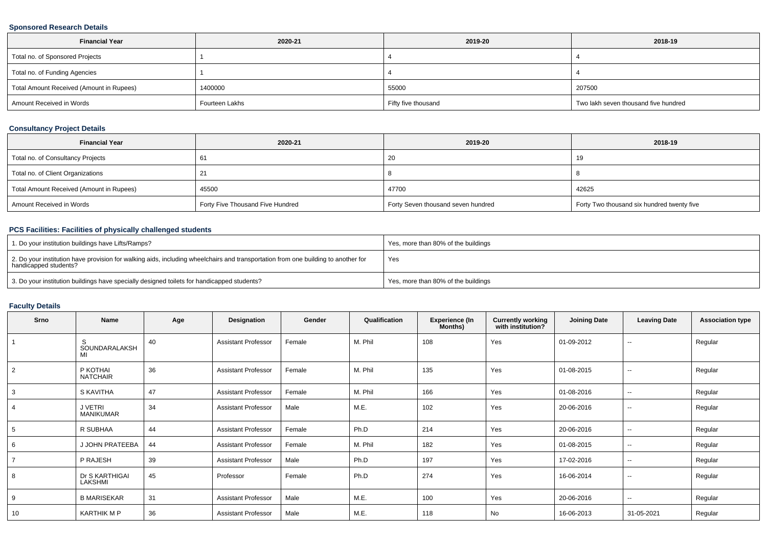### Sponsored Research Details

| Financial Year | 2020-21 | 2019-20 | 2018-19 |
|---|---|---|---|
| Total no. of Sponsored Projects | 1 | 4 | 4 |
| Total no. of Funding Agencies | 1 | 4 | 4 |
| Total Amount Received (Amount in Rupees) | 1400000 | 55000 | 207500 |
| Amount Received in Words | Fourteen Lakhs | Fifty five thousand | Two lakh seven thousand five hundred |

### Consultancy Project Details

| Financial Year | 2020-21 | 2019-20 | 2018-19 |
|---|---|---|---|
| Total no. of Consultancy Projects | 61 | 20 | 19 |
| Total no. of Client Organizations | 21 | 8 | 8 |
| Total Amount Received (Amount in Rupees) | 45500 | 47700 | 42625 |
| Amount Received in Words | Forty Five Thousand Five Hundred | Forty Seven thousand seven hundred | Forty Two thousand six hundred twenty five |

### PCS Facilities: Facilities of physically challenged students

| | |
|---|---|
| 1. Do your institution buildings have Lifts/Ramps? | Yes, more than 80% of the buildings |
| 2. Do your institution have provision for walking aids, including wheelchairs and transportation from one building to another for handicapped students? | Yes |
| 3. Do your institution buildings have specially designed toilets for handicapped students? | Yes, more than 80% of the buildings |

### Faculty Details

| Srno | Name | Age | Designation | Gender | Qualification | Experience (In Months) | Currently working with institution? | Joining Date | Leaving Date | Association type |
|---|---|---|---|---|---|---|---|---|---|---|
| 1 | S SOUNDARALAKSHMI | 40 | Assistant Professor | Female | M. Phil | 108 | Yes | 01-09-2012 | -- | Regular |
| 2 | P KOTHAI NATCHAIR | 36 | Assistant Professor | Female | M. Phil | 135 | Yes | 01-08-2015 | -- | Regular |
| 3 | S KAVITHA | 47 | Assistant Professor | Female | M. Phil | 166 | Yes | 01-08-2016 | -- | Regular |
| 4 | J VETRI MANIKUMAR | 34 | Assistant Professor | Male | M.E. | 102 | Yes | 20-06-2016 | -- | Regular |
| 5 | R SUBHAA | 44 | Assistant Professor | Female | Ph.D | 214 | Yes | 20-06-2016 | -- | Regular |
| 6 | J JOHN PRATEEBA | 44 | Assistant Professor | Female | M. Phil | 182 | Yes | 01-08-2015 | -- | Regular |
| 7 | P RAJESH | 39 | Assistant Professor | Male | Ph.D | 197 | Yes | 17-02-2016 | -- | Regular |
| 8 | Dr S KARTHIGAI LAKSHMI | 45 | Professor | Female | Ph.D | 274 | Yes | 16-06-2014 | -- | Regular |
| 9 | B MARISEKAR | 31 | Assistant Professor | Male | M.E. | 100 | Yes | 20-06-2016 | -- | Regular |
| 10 | KARTHIK M P | 36 | Assistant Professor | Male | M.E. | 118 | No | 16-06-2013 | 31-05-2021 | Regular |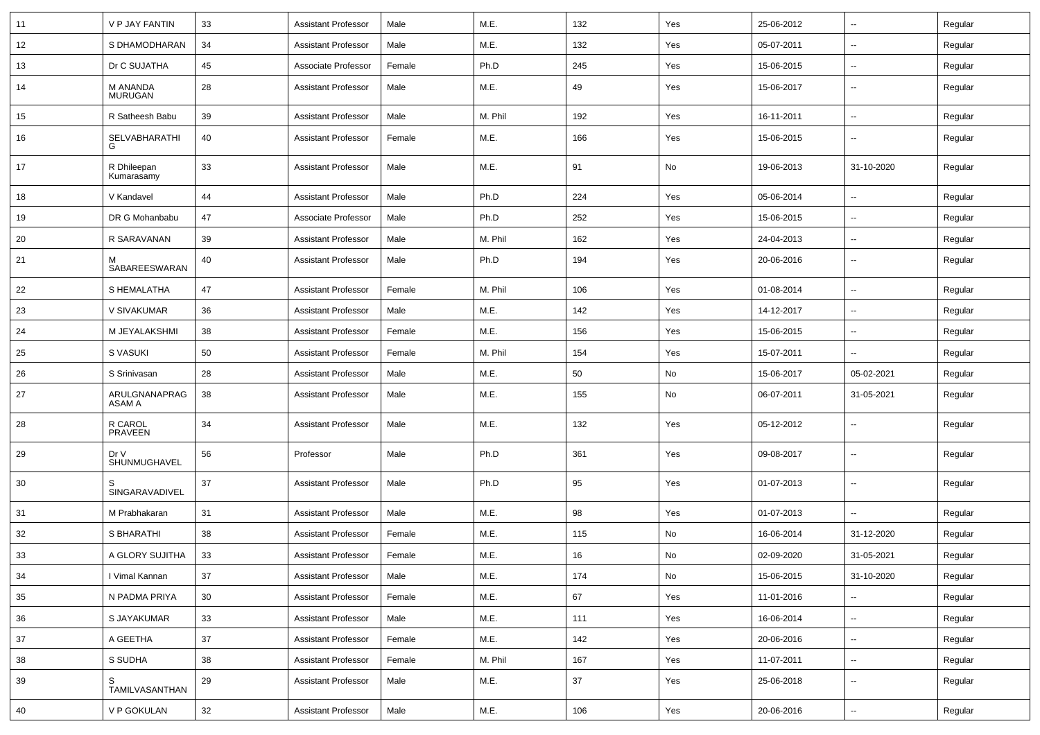| 11 | V P JAY FANTIN | 33 | Assistant Professor | Male | M.E. | 132 | Yes | 25-06-2012 | -- | Regular |
|---|---|---|---|---|---|---|---|---|---|---|
| 12 | S DHAMODHARAN | 34 | Assistant Professor | Male | M.E. | 132 | Yes | 05-07-2011 | -- | Regular |
| 13 | Dr C SUJATHA | 45 | Associate Professor | Female | Ph.D | 245 | Yes | 15-06-2015 | -- | Regular |
| 14 | M ANANDA MURUGAN | 28 | Assistant Professor | Male | M.E. | 49 | Yes | 15-06-2017 | -- | Regular |
| 15 | R Satheesh Babu | 39 | Assistant Professor | Male | M. Phil | 192 | Yes | 16-11-2011 | -- | Regular |
| 16 | SELVABHARATHI G | 40 | Assistant Professor | Female | M.E. | 166 | Yes | 15-06-2015 | -- | Regular |
| 17 | R Dhileepan Kumarasamy | 33 | Assistant Professor | Male | M.E. | 91 | No | 19-06-2013 | 31-10-2020 | Regular |
| 18 | V Kandavel | 44 | Assistant Professor | Male | Ph.D | 224 | Yes | 05-06-2014 | -- | Regular |
| 19 | DR G Mohanbabu | 47 | Associate Professor | Male | Ph.D | 252 | Yes | 15-06-2015 | -- | Regular |
| 20 | R SARAVANAN | 39 | Assistant Professor | Male | M. Phil | 162 | Yes | 24-04-2013 | -- | Regular |
| 21 | M SABAREESWARAN | 40 | Assistant Professor | Male | Ph.D | 194 | Yes | 20-06-2016 | -- | Regular |
| 22 | S HEMALATHA | 47 | Assistant Professor | Female | M. Phil | 106 | Yes | 01-08-2014 | -- | Regular |
| 23 | V SIVAKUMAR | 36 | Assistant Professor | Male | M.E. | 142 | Yes | 14-12-2017 | -- | Regular |
| 24 | M JEYALAKSHMI | 38 | Assistant Professor | Female | M.E. | 156 | Yes | 15-06-2015 | -- | Regular |
| 25 | S VASUKI | 50 | Assistant Professor | Female | M. Phil | 154 | Yes | 15-07-2011 | -- | Regular |
| 26 | S Srinivasan | 28 | Assistant Professor | Male | M.E. | 50 | No | 15-06-2017 | 05-02-2021 | Regular |
| 27 | ARULGNANAPRAGASAM A | 38 | Assistant Professor | Male | M.E. | 155 | No | 06-07-2011 | 31-05-2021 | Regular |
| 28 | R CAROL PRAVEEN | 34 | Assistant Professor | Male | M.E. | 132 | Yes | 05-12-2012 | -- | Regular |
| 29 | Dr V SHUNMUGHAVEL | 56 | Professor | Male | Ph.D | 361 | Yes | 09-08-2017 | -- | Regular |
| 30 | S SINGARAVADIVEL | 37 | Assistant Professor | Male | Ph.D | 95 | Yes | 01-07-2013 | -- | Regular |
| 31 | M Prabhakaran | 31 | Assistant Professor | Male | M.E. | 98 | Yes | 01-07-2013 | -- | Regular |
| 32 | S BHARATHI | 38 | Assistant Professor | Female | M.E. | 115 | No | 16-06-2014 | 31-12-2020 | Regular |
| 33 | A GLORY SUJITHA | 33 | Assistant Professor | Female | M.E. | 16 | No | 02-09-2020 | 31-05-2021 | Regular |
| 34 | I Vimal Kannan | 37 | Assistant Professor | Male | M.E. | 174 | No | 15-06-2015 | 31-10-2020 | Regular |
| 35 | N PADMA PRIYA | 30 | Assistant Professor | Female | M.E. | 67 | Yes | 11-01-2016 | -- | Regular |
| 36 | S JAYAKUMAR | 33 | Assistant Professor | Male | M.E. | 111 | Yes | 16-06-2014 | -- | Regular |
| 37 | A GEETHA | 37 | Assistant Professor | Female | M.E. | 142 | Yes | 20-06-2016 | -- | Regular |
| 38 | S SUDHA | 38 | Assistant Professor | Female | M. Phil | 167 | Yes | 11-07-2011 | -- | Regular |
| 39 | S TAMILVASANTHAN | 29 | Assistant Professor | Male | M.E. | 37 | Yes | 25-06-2018 | -- | Regular |
| 40 | V P GOKULAN | 32 | Assistant Professor | Male | M.E. | 106 | Yes | 20-06-2016 | -- | Regular |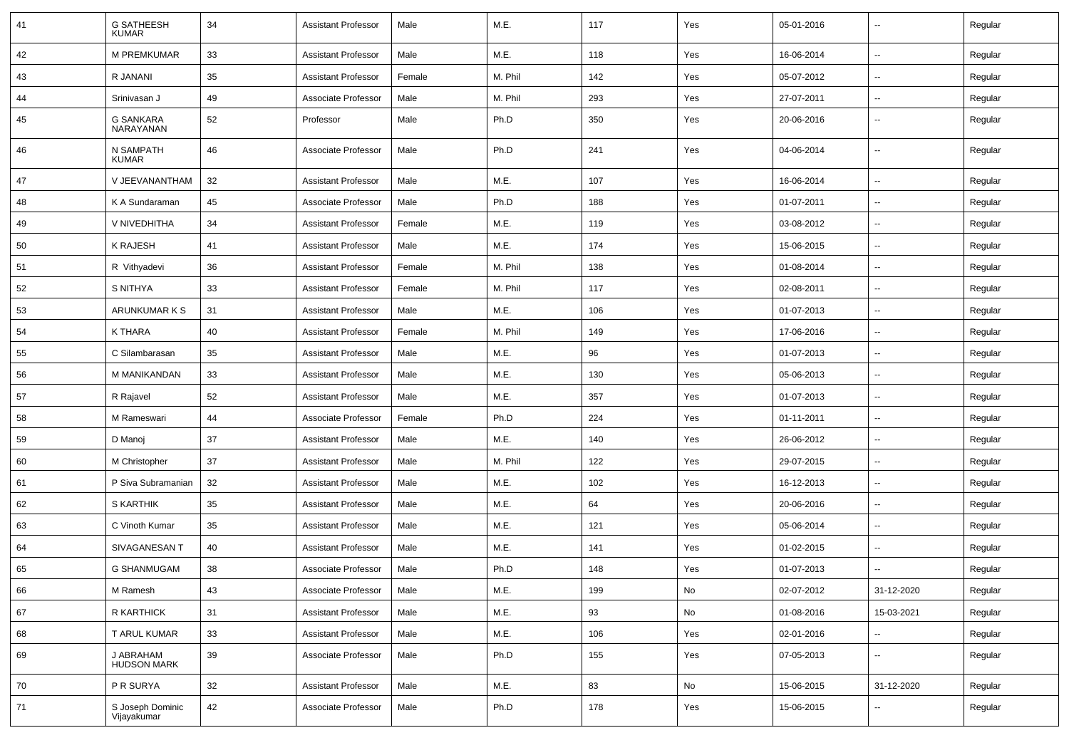| 41 | G SATHEESH KUMAR | 34 | Assistant Professor | Male | M.E. | 117 | Yes | 05-01-2016 | -- | Regular |
|---|---|---|---|---|---|---|---|---|---|---|
| 42 | M PREMKUMAR | 33 | Assistant Professor | Male | M.E. | 118 | Yes | 16-06-2014 | -- | Regular |
| 43 | R JANANI | 35 | Assistant Professor | Female | M. Phil | 142 | Yes | 05-07-2012 | -- | Regular |
| 44 | Srinivasan J | 49 | Associate Professor | Male | M. Phil | 293 | Yes | 27-07-2011 | -- | Regular |
| 45 | G SANKARA NARAYANAN | 52 | Professor | Male | Ph.D | 350 | Yes | 20-06-2016 | -- | Regular |
| 46 | N SAMPATH KUMAR | 46 | Associate Professor | Male | Ph.D | 241 | Yes | 04-06-2014 | -- | Regular |
| 47 | V JEEVANANTHAM | 32 | Assistant Professor | Male | M.E. | 107 | Yes | 16-06-2014 | -- | Regular |
| 48 | K A Sundaraman | 45 | Associate Professor | Male | Ph.D | 188 | Yes | 01-07-2011 | -- | Regular |
| 49 | V NIVEDHITHA | 34 | Assistant Professor | Female | M.E. | 119 | Yes | 03-08-2012 | -- | Regular |
| 50 | K RAJESH | 41 | Assistant Professor | Male | M.E. | 174 | Yes | 15-06-2015 | -- | Regular |
| 51 | R Vithyadevi | 36 | Assistant Professor | Female | M. Phil | 138 | Yes | 01-08-2014 | -- | Regular |
| 52 | S NITHYA | 33 | Assistant Professor | Female | M. Phil | 117 | Yes | 02-08-2011 | -- | Regular |
| 53 | ARUNKUMAR K S | 31 | Assistant Professor | Male | M.E. | 106 | Yes | 01-07-2013 | -- | Regular |
| 54 | K THARA | 40 | Assistant Professor | Female | M. Phil | 149 | Yes | 17-06-2016 | -- | Regular |
| 55 | C Silambarasan | 35 | Assistant Professor | Male | M.E. | 96 | Yes | 01-07-2013 | -- | Regular |
| 56 | M MANIKANDAN | 33 | Assistant Professor | Male | M.E. | 130 | Yes | 05-06-2013 | -- | Regular |
| 57 | R Rajavel | 52 | Assistant Professor | Male | M.E. | 357 | Yes | 01-07-2013 | -- | Regular |
| 58 | M Rameswari | 44 | Associate Professor | Female | Ph.D | 224 | Yes | 01-11-2011 | -- | Regular |
| 59 | D Manoj | 37 | Assistant Professor | Male | M.E. | 140 | Yes | 26-06-2012 | -- | Regular |
| 60 | M Christopher | 37 | Assistant Professor | Male | M. Phil | 122 | Yes | 29-07-2015 | -- | Regular |
| 61 | P Siva Subramanian | 32 | Assistant Professor | Male | M.E. | 102 | Yes | 16-12-2013 | -- | Regular |
| 62 | S KARTHIK | 35 | Assistant Professor | Male | M.E. | 64 | Yes | 20-06-2016 | -- | Regular |
| 63 | C Vinoth Kumar | 35 | Assistant Professor | Male | M.E. | 121 | Yes | 05-06-2014 | -- | Regular |
| 64 | SIVAGANESAN T | 40 | Assistant Professor | Male | M.E. | 141 | Yes | 01-02-2015 | -- | Regular |
| 65 | G SHANMUGAM | 38 | Associate Professor | Male | Ph.D | 148 | Yes | 01-07-2013 | -- | Regular |
| 66 | M Ramesh | 43 | Associate Professor | Male | M.E. | 199 | No | 02-07-2012 | 31-12-2020 | Regular |
| 67 | R KARTHICK | 31 | Assistant Professor | Male | M.E. | 93 | No | 01-08-2016 | 15-03-2021 | Regular |
| 68 | T ARUL KUMAR | 33 | Assistant Professor | Male | M.E. | 106 | Yes | 02-01-2016 | -- | Regular |
| 69 | J ABRAHAM HUDSON MARK | 39 | Associate Professor | Male | Ph.D | 155 | Yes | 07-05-2013 | -- | Regular |
| 70 | P R SURYA | 32 | Assistant Professor | Male | M.E. | 83 | No | 15-06-2015 | 31-12-2020 | Regular |
| 71 | S Joseph Dominic Vijayakumar | 42 | Associate Professor | Male | Ph.D | 178 | Yes | 15-06-2015 | -- | Regular |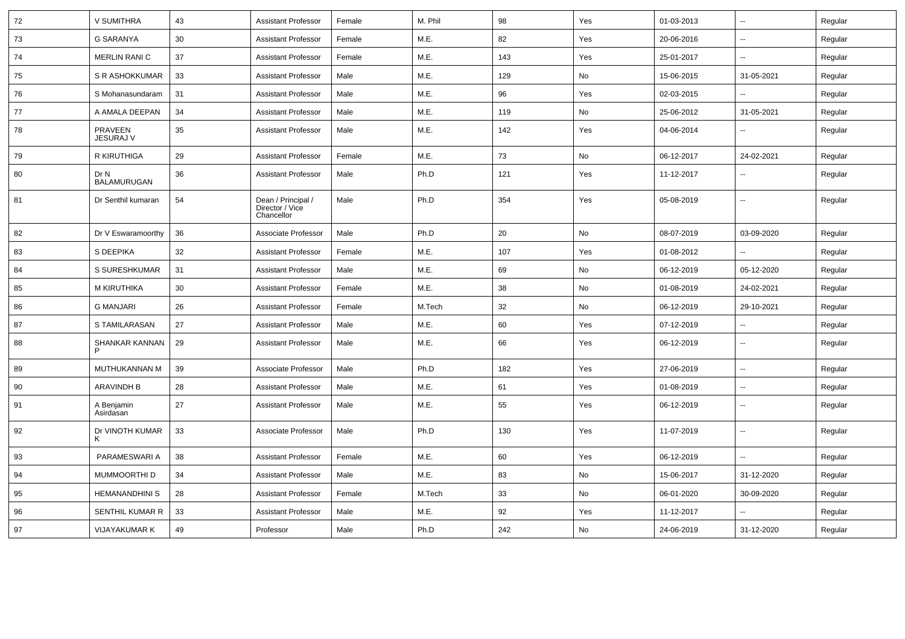| | | | | | | | | | | |
|---|---|---|---|---|---|---|---|---|---|---|
| 72 | V SUMITHRA | 43 | Assistant Professor | Female | M. Phil | 98 | Yes | 01-03-2013 | -- | Regular |
| 73 | G SARANYA | 30 | Assistant Professor | Female | M.E. | 82 | Yes | 20-06-2016 | -- | Regular |
| 74 | MERLIN RANI C | 37 | Assistant Professor | Female | M.E. | 143 | Yes | 25-01-2017 | -- | Regular |
| 75 | S R ASHOKKUMAR | 33 | Assistant Professor | Male | M.E. | 129 | No | 15-06-2015 | 31-05-2021 | Regular |
| 76 | S Mohanasundaram | 31 | Assistant Professor | Male | M.E. | 96 | Yes | 02-03-2015 | -- | Regular |
| 77 | A AMALA DEEPAN | 34 | Assistant Professor | Male | M.E. | 119 | No | 25-06-2012 | 31-05-2021 | Regular |
| 78 | PRAVEEN JESURAJ V | 35 | Assistant Professor | Male | M.E. | 142 | Yes | 04-06-2014 | -- | Regular |
| 79 | R KIRUTHIGA | 29 | Assistant Professor | Female | M.E. | 73 | No | 06-12-2017 | 24-02-2021 | Regular |
| 80 | Dr N BALAMURUGAN | 36 | Assistant Professor | Male | Ph.D | 121 | Yes | 11-12-2017 | -- | Regular |
| 81 | Dr Senthil kumaran | 54 | Dean / Principal / Director / Vice Chancellor | Male | Ph.D | 354 | Yes | 05-08-2019 | -- | Regular |
| 82 | Dr V Eswaramoorthy | 36 | Associate Professor | Male | Ph.D | 20 | No | 08-07-2019 | 03-09-2020 | Regular |
| 83 | S DEEPIKA | 32 | Assistant Professor | Female | M.E. | 107 | Yes | 01-08-2012 | -- | Regular |
| 84 | S SURESHKUMAR | 31 | Assistant Professor | Male | M.E. | 69 | No | 06-12-2019 | 05-12-2020 | Regular |
| 85 | M KIRUTHIKA | 30 | Assistant Professor | Female | M.E. | 38 | No | 01-08-2019 | 24-02-2021 | Regular |
| 86 | G MANJARI | 26 | Assistant Professor | Female | M.Tech | 32 | No | 06-12-2019 | 29-10-2021 | Regular |
| 87 | S TAMILARASAN | 27 | Assistant Professor | Male | M.E. | 60 | Yes | 07-12-2019 | -- | Regular |
| 88 | SHANKAR KANNAN P | 29 | Assistant Professor | Male | M.E. | 66 | Yes | 06-12-2019 | -- | Regular |
| 89 | MUTHUKANNAN M | 39 | Associate Professor | Male | Ph.D | 182 | Yes | 27-06-2019 | -- | Regular |
| 90 | ARAVINDH B | 28 | Assistant Professor | Male | M.E. | 61 | Yes | 01-08-2019 | -- | Regular |
| 91 | A Benjamin Asirdasan | 27 | Assistant Professor | Male | M.E. | 55 | Yes | 06-12-2019 | -- | Regular |
| 92 | Dr VINOTH KUMAR K | 33 | Associate Professor | Male | Ph.D | 130 | Yes | 11-07-2019 | -- | Regular |
| 93 | PARAMESWARI A | 38 | Assistant Professor | Female | M.E. | 60 | Yes | 06-12-2019 | -- | Regular |
| 94 | MUMMOORTHI D | 34 | Assistant Professor | Male | M.E. | 83 | No | 15-06-2017 | 31-12-2020 | Regular |
| 95 | HEMANANDHINI S | 28 | Assistant Professor | Female | M.Tech | 33 | No | 06-01-2020 | 30-09-2020 | Regular |
| 96 | SENTHIL KUMAR R | 33 | Assistant Professor | Male | M.E. | 92 | Yes | 11-12-2017 | -- | Regular |
| 97 | VIJAYAKUMAR K | 49 | Professor | Male | Ph.D | 242 | No | 24-06-2019 | 31-12-2020 | Regular |